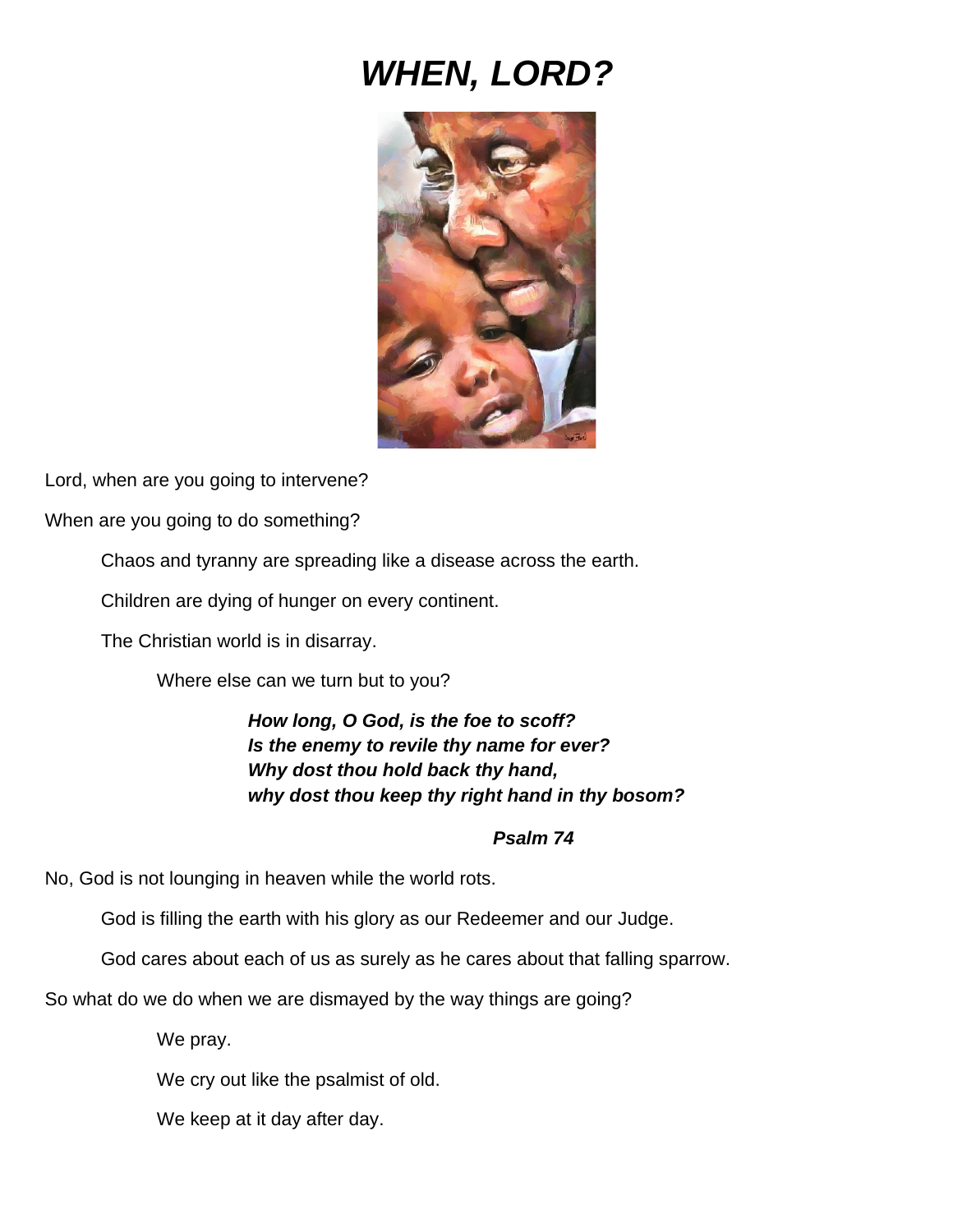# ***WHEN, LORD?***

Lord, when are you going to intervene?

When are you going to do something?

Chaos and tyranny are spreading like a disease across the earth.

Children are dying of hunger on every continent.

The Christian world is in disarray.

Where else can we turn but to you?

***How long, O God, is the foe to scoff?***
***Is the enemy to revile thy name for ever?***
***Why dost thou hold back thy hand,***
***why dost thou keep thy right hand in thy bosom?***

***Psalm 74***

No, God is not lounging in heaven while the world rots.

God is filling the earth with his glory as our Redeemer and our Judge.

God cares about each of us as surely as he cares about that falling sparrow.

So what do we do when we are dismayed by the way things are going?

We pray.

We cry out like the psalmist of old.

We keep at it day after day.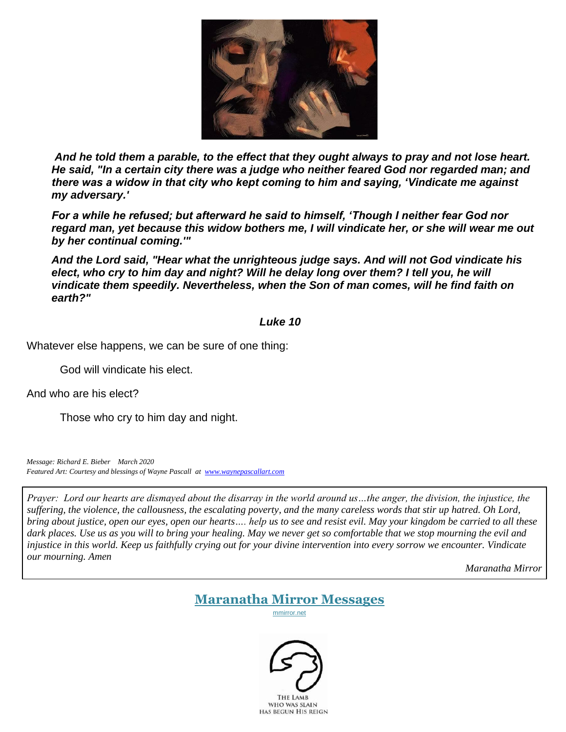***And he told them a parable, to the effect that they ought always to pray and not lose heart. He said, "In a certain city there was a judge who neither feared God nor regarded man; and there was a widow in that city who kept coming to him and saying, 'Vindicate me against my adversary.'***

***For a while he refused; but afterward he said to himself, 'Though I neither fear God nor regard man, yet because this widow bothers me, I will vindicate her, or she will wear me out by her continual coming.'"***

***And the Lord said, "Hear what the unrighteous judge says. And will not God vindicate his elect, who cry to him day and night? Will he delay long over them? I tell you, he will vindicate them speedily. Nevertheless, when the Son of man comes, will he find faith on earth?"***

***Luke 10***

Whatever else happens, we can be sure of one thing:

God will vindicate his elect.

And who are his elect?

Those who cry to him day and night.

*Message: Richard E. Bieber March 2020*
*Featured Art: Courtesy and blessings of Wayne Pascall at [www.waynepascallart.com](www.waynepascallart.com)*

*Prayer: Lord our hearts are dismayed about the disarray in the world around us…the anger, the division, the injustice, the suffering, the violence, the callousness, the escalating poverty, and the many careless words that stir up hatred. Oh Lord, bring about justice, open our eyes, open our hearts…. help us to see and resist evil. May your kingdom be carried to all these dark places. Use us as you will to bring your healing. May we never get so comfortable that we stop mourning the evil and injustice in this world. Keep us faithfully crying out for your divine intervention into every sorrow we encounter. Vindicate our mourning. Amen*

*Maranatha Mirror*

## Maranatha Mirror Messages

mmirror.net

THE LAMB WHO WAS SLAIN HAS BEGUN HIS REIGN